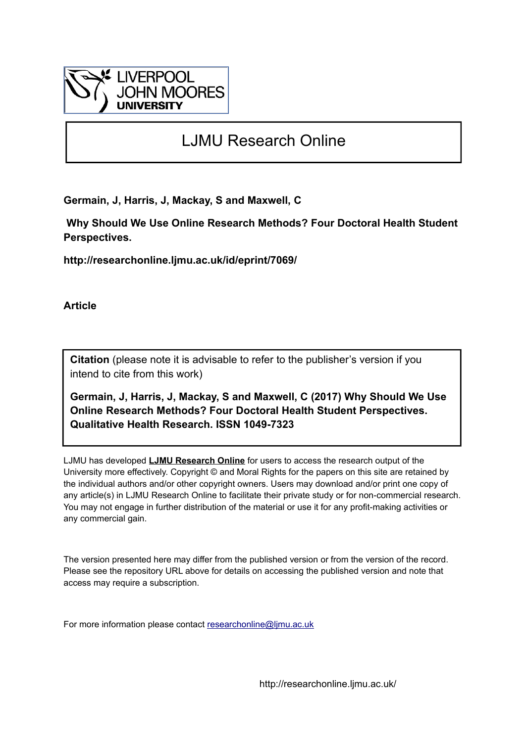LIVERPOOL JOHN MOORES UNIVERSITY

# LJMU Research Online

**Germain, J, Harris, J, Mackay, S and Maxwell, C**

**Why Should We Use Online Research Methods? Four Doctoral Health Student Perspectives.**

**http://researchonline.ljmu.ac.uk/id/eprint/7069/**

**Article**

**Citation** (please note it is advisable to refer to the publisher's version if you intend to cite from this work)

**Germain, J, Harris, J, Mackay, S and Maxwell, C (2017) Why Should We Use Online Research Methods? Four Doctoral Health Student Perspectives. Qualitative Health Research. ISSN 1049-7323**

LJMU has developed **LJMU Research Online** for users to access the research output of the University more effectively. Copyright © and Moral Rights for the papers on this site are retained by the individual authors and/or other copyright owners. Users may download and/or print one copy of any article(s) in LJMU Research Online to facilitate their private study or for non-commercial research. You may not engage in further distribution of the material or use it for any profit-making activities or any commercial gain.

The version presented here may differ from the published version or from the version of the record. Please see the repository URL above for details on accessing the published version and note that access may require a subscription.

For more information please contact researchonline@ljmu.ac.uk

http://researchonline.ljmu.ac.uk/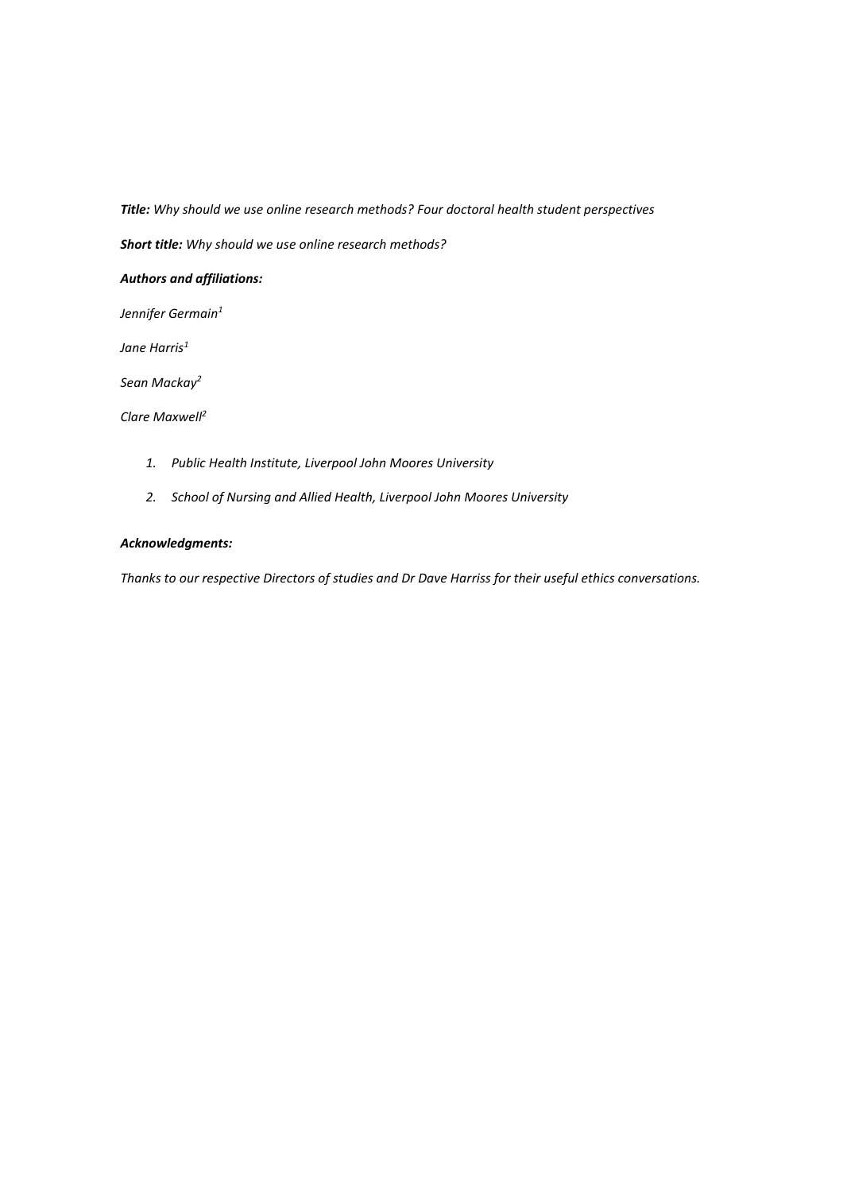***Title:*** *Why should we use online research methods? Four doctoral health student perspectives*

***Short title:*** *Why should we use online research methods?*

***Authors and affiliations:***

*Jennifer Germain[1]*

*Jane Harris[1]*

*Sean Mackay[2]*

*Clare Maxwell[2]*

1. *Public Health Institute, Liverpool John Moores University*
2. *School of Nursing and Allied Health, Liverpool John Moores University*

***Acknowledgments:***

*Thanks to our respective Directors of studies and Dr Dave Harriss for their useful ethics conversations.*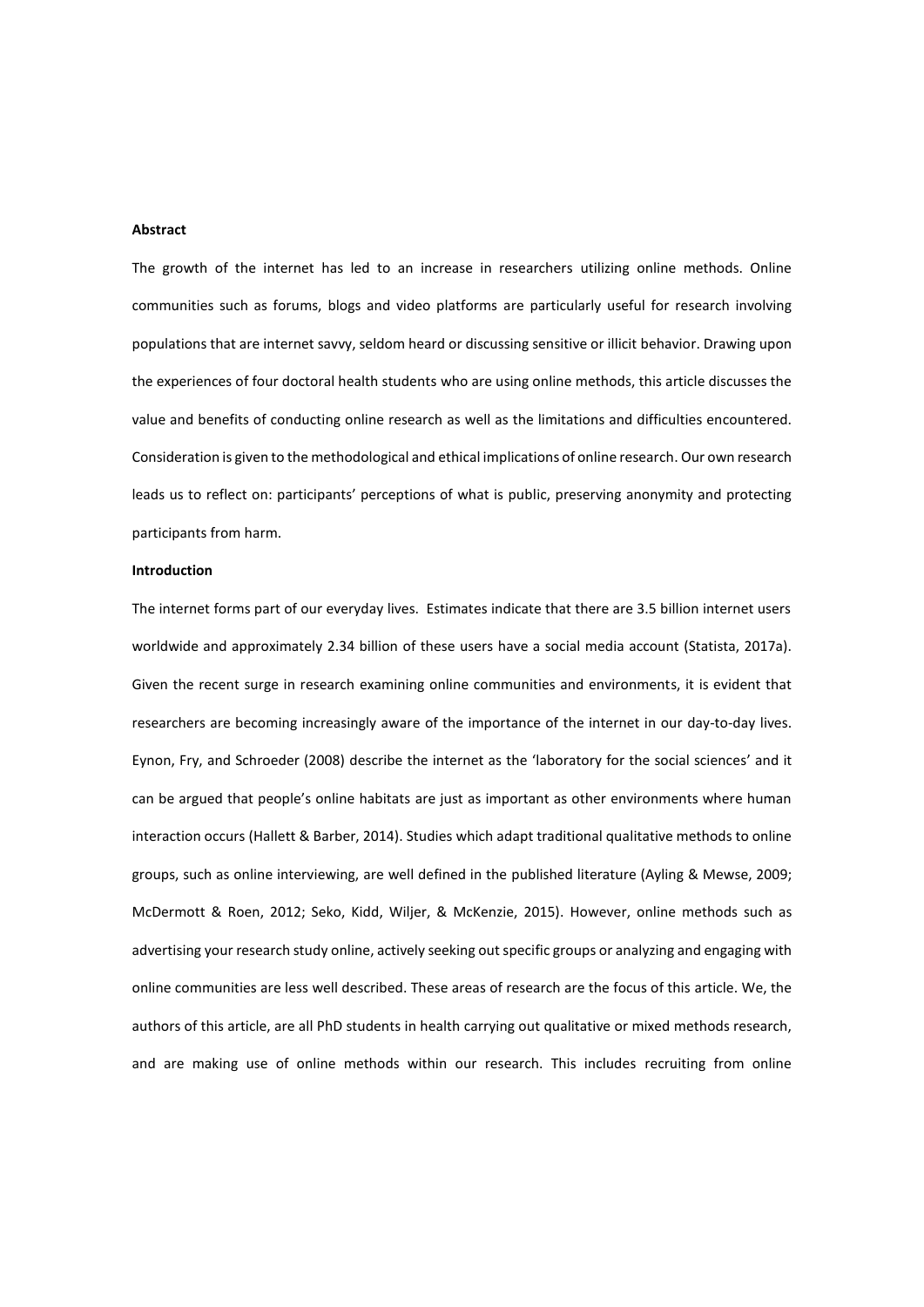**Abstract**

The growth of the internet has led to an increase in researchers utilizing online methods. Online communities such as forums, blogs and video platforms are particularly useful for research involving populations that are internet savvy, seldom heard or discussing sensitive or illicit behavior. Drawing upon the experiences of four doctoral health students who are using online methods, this article discusses the value and benefits of conducting online research as well as the limitations and difficulties encountered. Consideration is given to the methodological and ethical implications of online research. Our own research leads us to reflect on: participants' perceptions of what is public, preserving anonymity and protecting participants from harm.

**Introduction**

The internet forms part of our everyday lives. Estimates indicate that there are 3.5 billion internet users worldwide and approximately 2.34 billion of these users have a social media account (Statista, 2017a). Given the recent surge in research examining online communities and environments, it is evident that researchers are becoming increasingly aware of the importance of the internet in our day-to-day lives. Eynon, Fry, and Schroeder (2008) describe the internet as the 'laboratory for the social sciences' and it can be argued that people's online habitats are just as important as other environments where human interaction occurs (Hallett & Barber, 2014). Studies which adapt traditional qualitative methods to online groups, such as online interviewing, are well defined in the published literature (Ayling & Mewse, 2009; McDermott & Roen, 2012; Seko, Kidd, Wiljer, & McKenzie, 2015). However, online methods such as advertising your research study online, actively seeking out specific groups or analyzing and engaging with online communities are less well described. These areas of research are the focus of this article. We, the authors of this article, are all PhD students in health carrying out qualitative or mixed methods research, and are making use of online methods within our research. This includes recruiting from online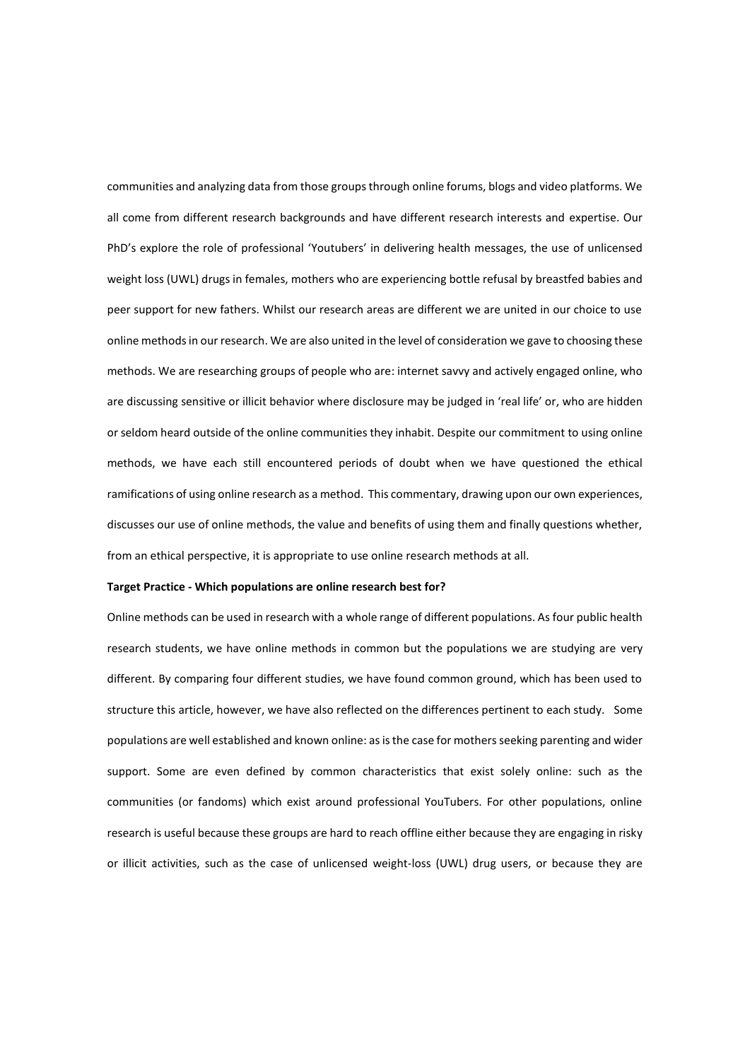communities and analyzing data from those groups through online forums, blogs and video platforms. We all come from different research backgrounds and have different research interests and expertise. Our PhD's explore the role of professional 'Youtubers' in delivering health messages, the use of unlicensed weight loss (UWL) drugs in females, mothers who are experiencing bottle refusal by breastfed babies and peer support for new fathers. Whilst our research areas are different we are united in our choice to use online methods in our research. We are also united in the level of consideration we gave to choosing these methods. We are researching groups of people who are: internet savvy and actively engaged online, who are discussing sensitive or illicit behavior where disclosure may be judged in 'real life' or, who are hidden or seldom heard outside of the online communities they inhabit. Despite our commitment to using online methods, we have each still encountered periods of doubt when we have questioned the ethical ramifications of using online research as a method. This commentary, drawing upon our own experiences, discusses our use of online methods, the value and benefits of using them and finally questions whether, from an ethical perspective, it is appropriate to use online research methods at all.

**Target Practice - Which populations are online research best for?**

Online methods can be used in research with a whole range of different populations. As four public health research students, we have online methods in common but the populations we are studying are very different. By comparing four different studies, we have found common ground, which has been used to structure this article, however, we have also reflected on the differences pertinent to each study. Some populations are well established and known online: as is the case for mothers seeking parenting and wider support. Some are even defined by common characteristics that exist solely online: such as the communities (or fandoms) which exist around professional YouTubers. For other populations, online research is useful because these groups are hard to reach offline either because they are engaging in risky or illicit activities, such as the case of unlicensed weight-loss (UWL) drug users, or because they are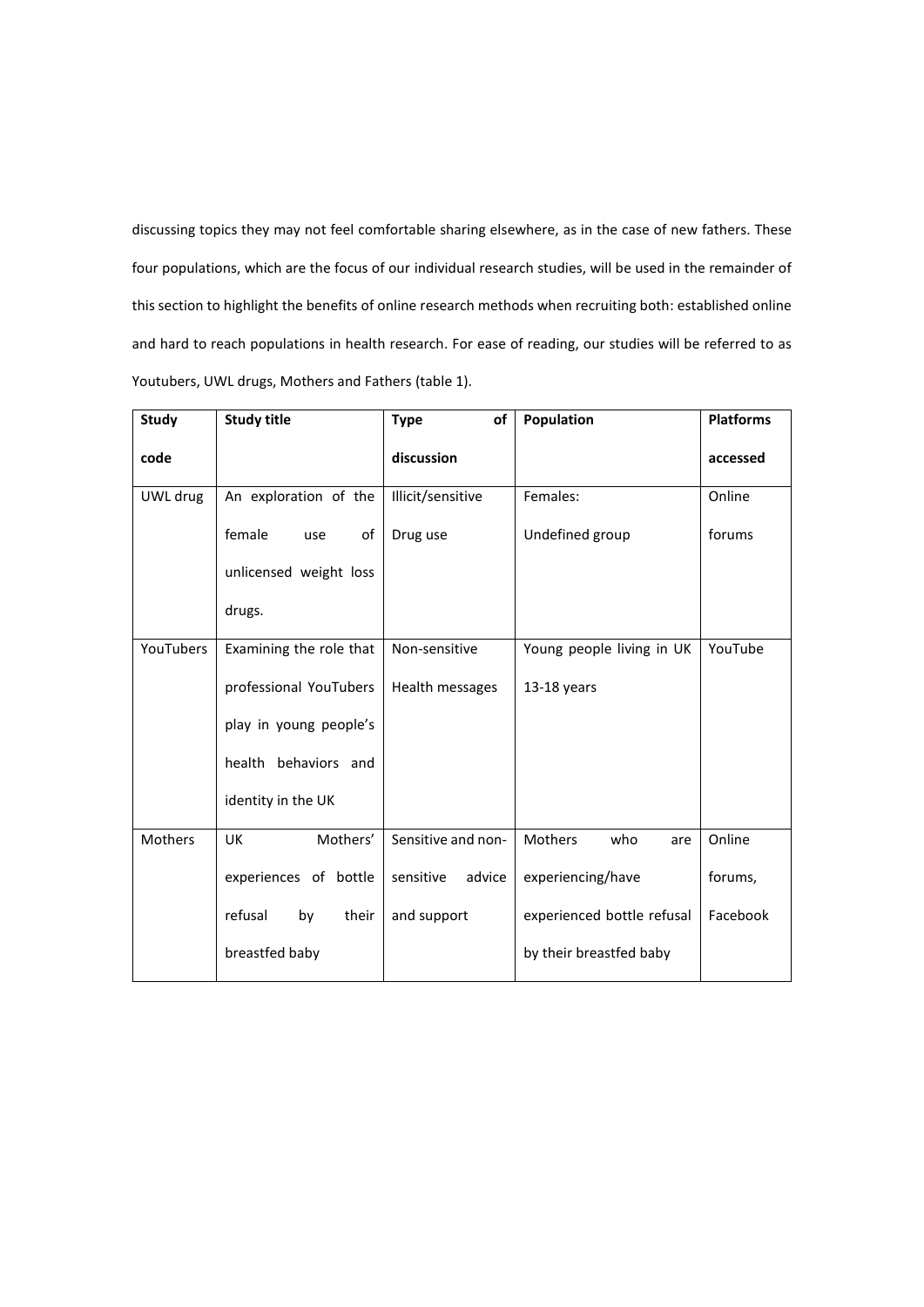discussing topics they may not feel comfortable sharing elsewhere, as in the case of new fathers. These four populations, which are the focus of our individual research studies, will be used in the remainder of this section to highlight the benefits of online research methods when recruiting both: established online and hard to reach populations in health research. For ease of reading, our studies will be referred to as Youtubers, UWL drugs, Mothers and Fathers (table 1).

| **Study code** | **Study title** | **Type of discussion** | **Population** | **Platforms accessed** |
|---|---|---|---|---|
| UWL drug | An exploration of the female use of unlicensed weight loss drugs. | Illicit/sensitive Drug use | Females: Undefined group | Online forums |
| YouTubers | Examining the role that professional YouTubers play in young people's health behaviors and identity in the UK | Non-sensitive Health messages | Young people living in UK 13-18 years | YouTube |
| Mothers | UK Mothers' experiences of bottle refusal by their breastfed baby | Sensitive and non-sensitive advice and support | Mothers who are experiencing/have experienced bottle refusal by their breastfed baby | Online forums, Facebook |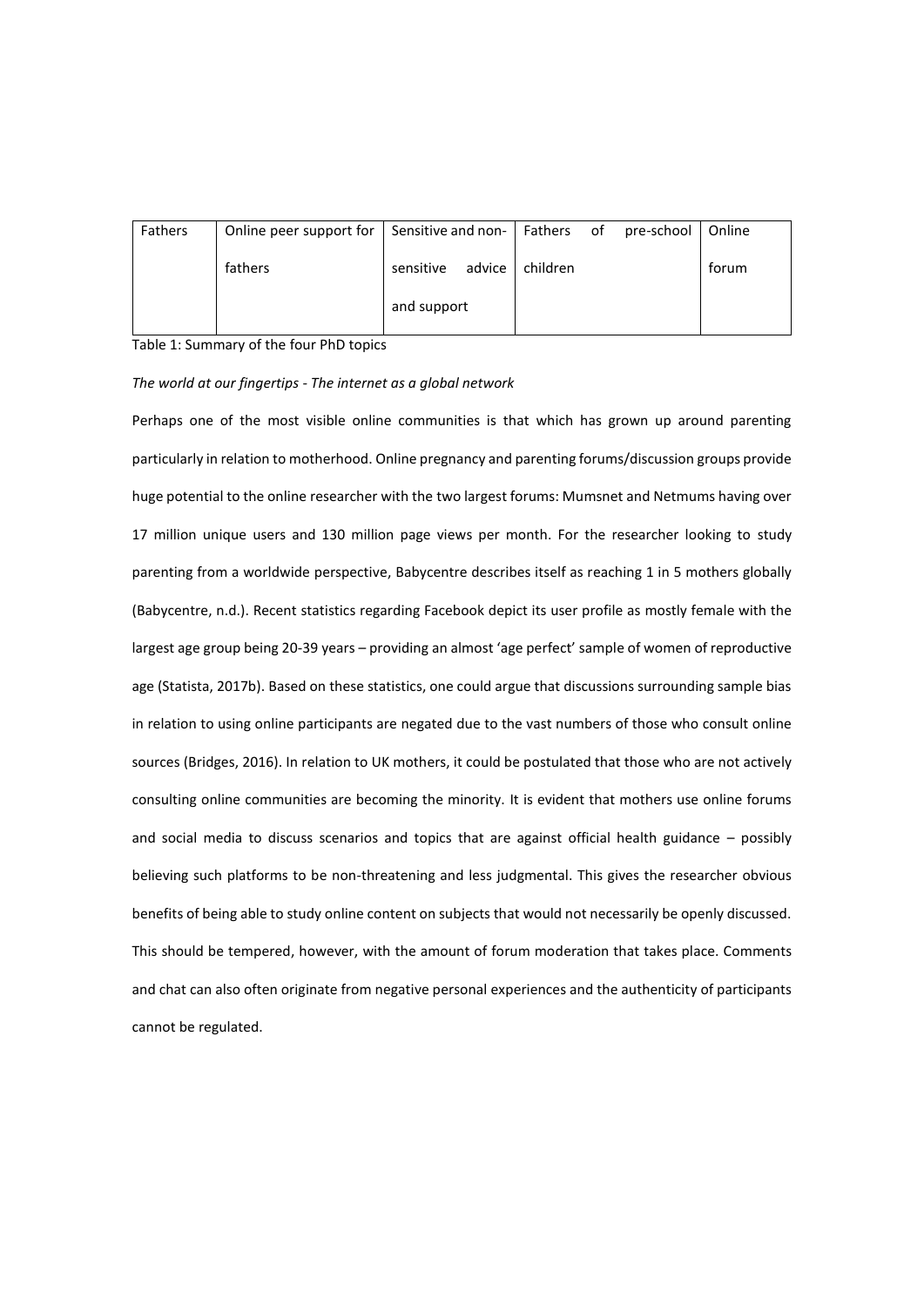| Fathers | Online peer support for fathers | Sensitive and non-sensitive advice and support | Fathers of pre-school children | Online forum |
|---|---|---|---|---|

Table 1: Summary of the four PhD topics

*The world at our fingertips - The internet as a global network*

Perhaps one of the most visible online communities is that which has grown up around parenting particularly in relation to motherhood. Online pregnancy and parenting forums/discussion groups provide huge potential to the online researcher with the two largest forums: Mumsnet and Netmums having over 17 million unique users and 130 million page views per month. For the researcher looking to study parenting from a worldwide perspective, Babycentre describes itself as reaching 1 in 5 mothers globally (Babycentre, n.d.). Recent statistics regarding Facebook depict its user profile as mostly female with the largest age group being 20-39 years – providing an almost 'age perfect' sample of women of reproductive age (Statista, 2017b). Based on these statistics, one could argue that discussions surrounding sample bias in relation to using online participants are negated due to the vast numbers of those who consult online sources (Bridges, 2016). In relation to UK mothers, it could be postulated that those who are not actively consulting online communities are becoming the minority. It is evident that mothers use online forums and social media to discuss scenarios and topics that are against official health guidance – possibly believing such platforms to be non-threatening and less judgmental. This gives the researcher obvious benefits of being able to study online content on subjects that would not necessarily be openly discussed. This should be tempered, however, with the amount of forum moderation that takes place. Comments and chat can also often originate from negative personal experiences and the authenticity of participants cannot be regulated.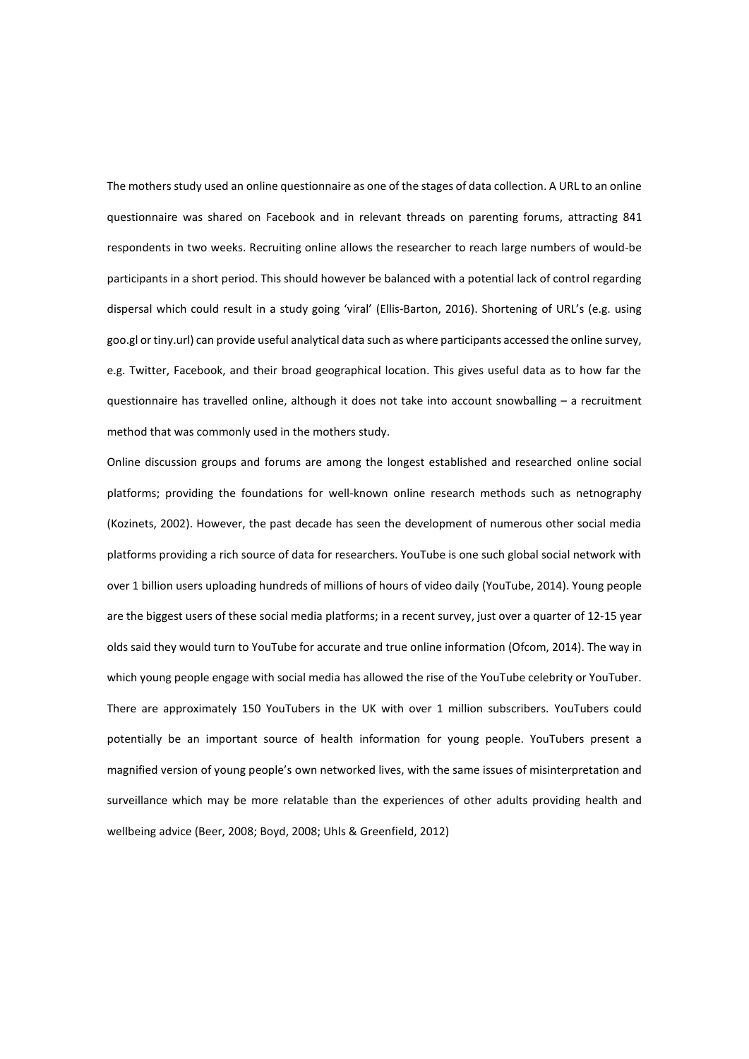The mothers study used an online questionnaire as one of the stages of data collection. A URL to an online questionnaire was shared on Facebook and in relevant threads on parenting forums, attracting 841 respondents in two weeks. Recruiting online allows the researcher to reach large numbers of would-be participants in a short period. This should however be balanced with a potential lack of control regarding dispersal which could result in a study going 'viral' (Ellis-Barton, 2016). Shortening of URL's (e.g. using goo.gl or tiny.url) can provide useful analytical data such as where participants accessed the online survey, e.g. Twitter, Facebook, and their broad geographical location. This gives useful data as to how far the questionnaire has travelled online, although it does not take into account snowballing – a recruitment method that was commonly used in the mothers study.

Online discussion groups and forums are among the longest established and researched online social platforms; providing the foundations for well-known online research methods such as netnography (Kozinets, 2002). However, the past decade has seen the development of numerous other social media platforms providing a rich source of data for researchers. YouTube is one such global social network with over 1 billion users uploading hundreds of millions of hours of video daily (YouTube, 2014). Young people are the biggest users of these social media platforms; in a recent survey, just over a quarter of 12-15 year olds said they would turn to YouTube for accurate and true online information (Ofcom, 2014). The way in which young people engage with social media has allowed the rise of the YouTube celebrity or YouTuber. There are approximately 150 YouTubers in the UK with over 1 million subscribers. YouTubers could potentially be an important source of health information for young people. YouTubers present a magnified version of young people's own networked lives, with the same issues of misinterpretation and surveillance which may be more relatable than the experiences of other adults providing health and wellbeing advice (Beer, 2008; Boyd, 2008; Uhls & Greenfield, 2012)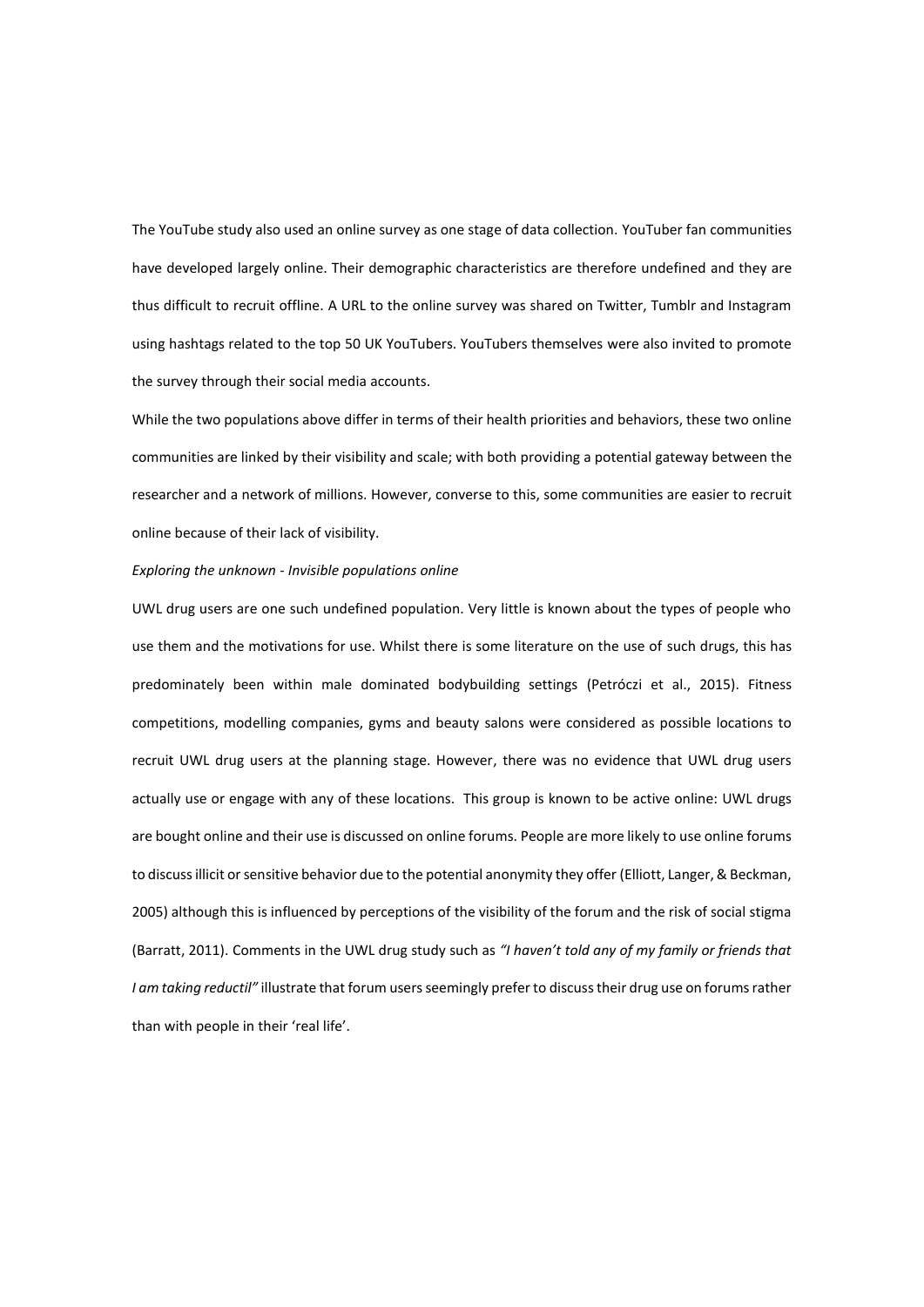The YouTube study also used an online survey as one stage of data collection. YouTuber fan communities have developed largely online. Their demographic characteristics are therefore undefined and they are thus difficult to recruit offline. A URL to the online survey was shared on Twitter, Tumblr and Instagram using hashtags related to the top 50 UK YouTubers. YouTubers themselves were also invited to promote the survey through their social media accounts.

While the two populations above differ in terms of their health priorities and behaviors, these two online communities are linked by their visibility and scale; with both providing a potential gateway between the researcher and a network of millions. However, converse to this, some communities are easier to recruit online because of their lack of visibility.

*Exploring the unknown - Invisible populations online*

UWL drug users are one such undefined population. Very little is known about the types of people who use them and the motivations for use. Whilst there is some literature on the use of such drugs, this has predominately been within male dominated bodybuilding settings (Petróczi et al., 2015). Fitness competitions, modelling companies, gyms and beauty salons were considered as possible locations to recruit UWL drug users at the planning stage. However, there was no evidence that UWL drug users actually use or engage with any of these locations. This group is known to be active online: UWL drugs are bought online and their use is discussed on online forums. People are more likely to use online forums to discuss illicit or sensitive behavior due to the potential anonymity they offer (Elliott, Langer, & Beckman, 2005) although this is influenced by perceptions of the visibility of the forum and the risk of social stigma (Barratt, 2011). Comments in the UWL drug study such as *"I haven't told any of my family or friends that I am taking reductil"* illustrate that forum users seemingly prefer to discuss their drug use on forums rather than with people in their 'real life'.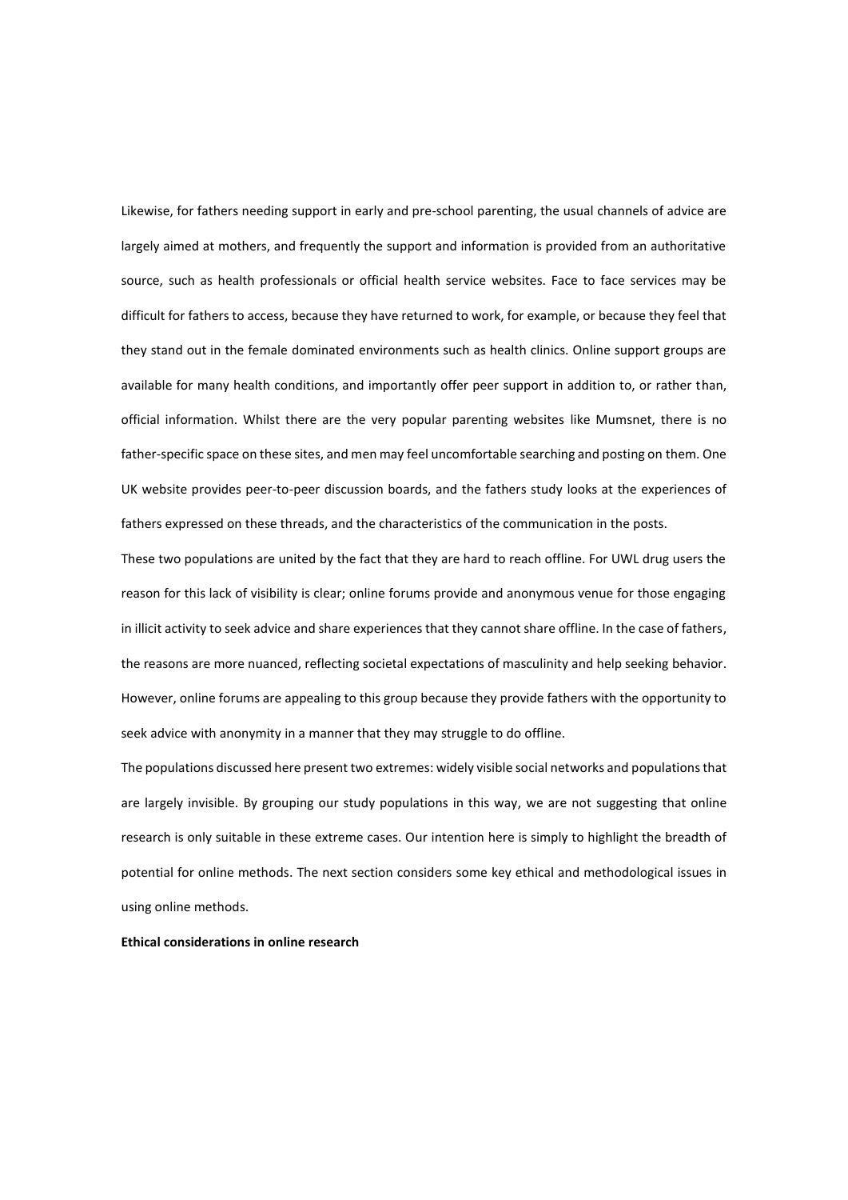Likewise, for fathers needing support in early and pre-school parenting, the usual channels of advice are largely aimed at mothers, and frequently the support and information is provided from an authoritative source, such as health professionals or official health service websites. Face to face services may be difficult for fathers to access, because they have returned to work, for example, or because they feel that they stand out in the female dominated environments such as health clinics. Online support groups are available for many health conditions, and importantly offer peer support in addition to, or rather than, official information. Whilst there are the very popular parenting websites like Mumsnet, there is no father-specific space on these sites, and men may feel uncomfortable searching and posting on them. One UK website provides peer-to-peer discussion boards, and the fathers study looks at the experiences of fathers expressed on these threads, and the characteristics of the communication in the posts.

These two populations are united by the fact that they are hard to reach offline. For UWL drug users the reason for this lack of visibility is clear; online forums provide and anonymous venue for those engaging in illicit activity to seek advice and share experiences that they cannot share offline. In the case of fathers, the reasons are more nuanced, reflecting societal expectations of masculinity and help seeking behavior. However, online forums are appealing to this group because they provide fathers with the opportunity to seek advice with anonymity in a manner that they may struggle to do offline.

The populations discussed here present two extremes: widely visible social networks and populations that are largely invisible. By grouping our study populations in this way, we are not suggesting that online research is only suitable in these extreme cases. Our intention here is simply to highlight the breadth of potential for online methods. The next section considers some key ethical and methodological issues in using online methods.

**Ethical considerations in online research**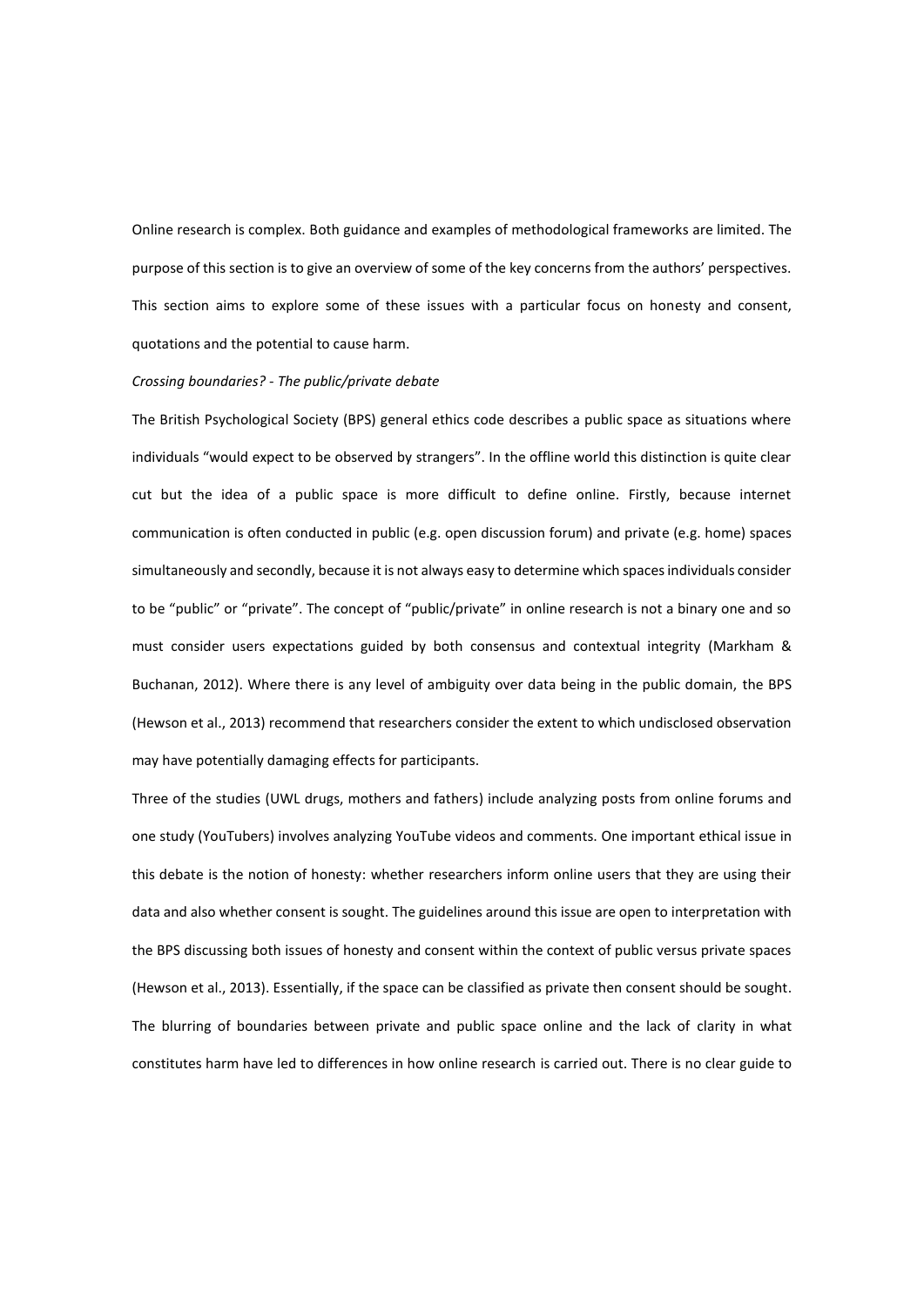Online research is complex. Both guidance and examples of methodological frameworks are limited. The purpose of this section is to give an overview of some of the key concerns from the authors' perspectives. This section aims to explore some of these issues with a particular focus on honesty and consent, quotations and the potential to cause harm.

*Crossing boundaries? - The public/private debate*

The British Psychological Society (BPS) general ethics code describes a public space as situations where individuals "would expect to be observed by strangers". In the offline world this distinction is quite clear cut but the idea of a public space is more difficult to define online. Firstly, because internet communication is often conducted in public (e.g. open discussion forum) and private (e.g. home) spaces simultaneously and secondly, because it is not always easy to determine which spaces individuals consider to be "public" or "private". The concept of "public/private" in online research is not a binary one and so must consider users expectations guided by both consensus and contextual integrity (Markham & Buchanan, 2012). Where there is any level of ambiguity over data being in the public domain, the BPS (Hewson et al., 2013) recommend that researchers consider the extent to which undisclosed observation may have potentially damaging effects for participants.

Three of the studies (UWL drugs, mothers and fathers) include analyzing posts from online forums and one study (YouTubers) involves analyzing YouTube videos and comments. One important ethical issue in this debate is the notion of honesty: whether researchers inform online users that they are using their data and also whether consent is sought. The guidelines around this issue are open to interpretation with the BPS discussing both issues of honesty and consent within the context of public versus private spaces (Hewson et al., 2013). Essentially, if the space can be classified as private then consent should be sought. The blurring of boundaries between private and public space online and the lack of clarity in what constitutes harm have led to differences in how online research is carried out. There is no clear guide to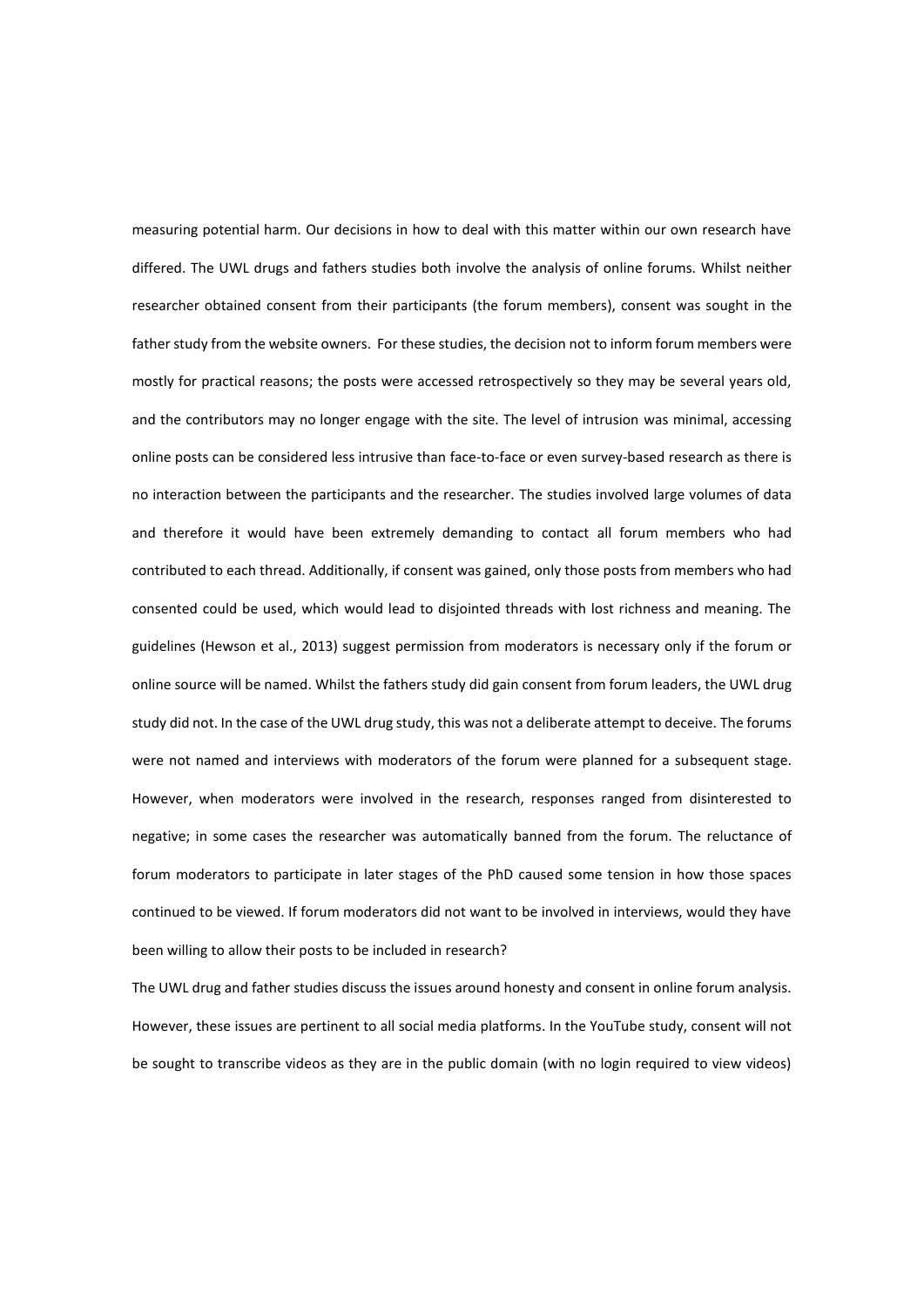measuring potential harm. Our decisions in how to deal with this matter within our own research have differed. The UWL drugs and fathers studies both involve the analysis of online forums. Whilst neither researcher obtained consent from their participants (the forum members), consent was sought in the father study from the website owners. For these studies, the decision not to inform forum members were mostly for practical reasons; the posts were accessed retrospectively so they may be several years old, and the contributors may no longer engage with the site. The level of intrusion was minimal, accessing online posts can be considered less intrusive than face-to-face or even survey-based research as there is no interaction between the participants and the researcher. The studies involved large volumes of data and therefore it would have been extremely demanding to contact all forum members who had contributed to each thread. Additionally, if consent was gained, only those posts from members who had consented could be used, which would lead to disjointed threads with lost richness and meaning. The guidelines (Hewson et al., 2013) suggest permission from moderators is necessary only if the forum or online source will be named. Whilst the fathers study did gain consent from forum leaders, the UWL drug study did not. In the case of the UWL drug study, this was not a deliberate attempt to deceive. The forums were not named and interviews with moderators of the forum were planned for a subsequent stage. However, when moderators were involved in the research, responses ranged from disinterested to negative; in some cases the researcher was automatically banned from the forum. The reluctance of forum moderators to participate in later stages of the PhD caused some tension in how those spaces continued to be viewed. If forum moderators did not want to be involved in interviews, would they have been willing to allow their posts to be included in research?

The UWL drug and father studies discuss the issues around honesty and consent in online forum analysis. However, these issues are pertinent to all social media platforms. In the YouTube study, consent will not be sought to transcribe videos as they are in the public domain (with no login required to view videos)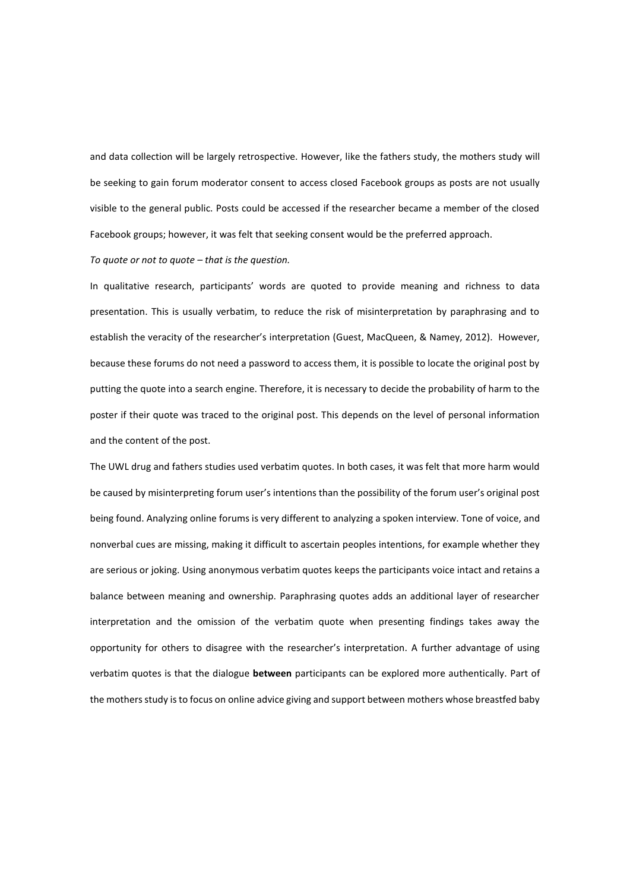and data collection will be largely retrospective. However, like the fathers study, the mothers study will be seeking to gain forum moderator consent to access closed Facebook groups as posts are not usually visible to the general public. Posts could be accessed if the researcher became a member of the closed Facebook groups; however, it was felt that seeking consent would be the preferred approach.

*To quote or not to quote – that is the question.*

In qualitative research, participants' words are quoted to provide meaning and richness to data presentation. This is usually verbatim, to reduce the risk of misinterpretation by paraphrasing and to establish the veracity of the researcher's interpretation (Guest, MacQueen, & Namey, 2012). However, because these forums do not need a password to access them, it is possible to locate the original post by putting the quote into a search engine. Therefore, it is necessary to decide the probability of harm to the poster if their quote was traced to the original post. This depends on the level of personal information and the content of the post.

The UWL drug and fathers studies used verbatim quotes. In both cases, it was felt that more harm would be caused by misinterpreting forum user's intentions than the possibility of the forum user's original post being found. Analyzing online forums is very different to analyzing a spoken interview. Tone of voice, and nonverbal cues are missing, making it difficult to ascertain peoples intentions, for example whether they are serious or joking. Using anonymous verbatim quotes keeps the participants voice intact and retains a balance between meaning and ownership. Paraphrasing quotes adds an additional layer of researcher interpretation and the omission of the verbatim quote when presenting findings takes away the opportunity for others to disagree with the researcher's interpretation. A further advantage of using verbatim quotes is that the dialogue **between** participants can be explored more authentically. Part of the mothers study is to focus on online advice giving and support between mothers whose breastfed baby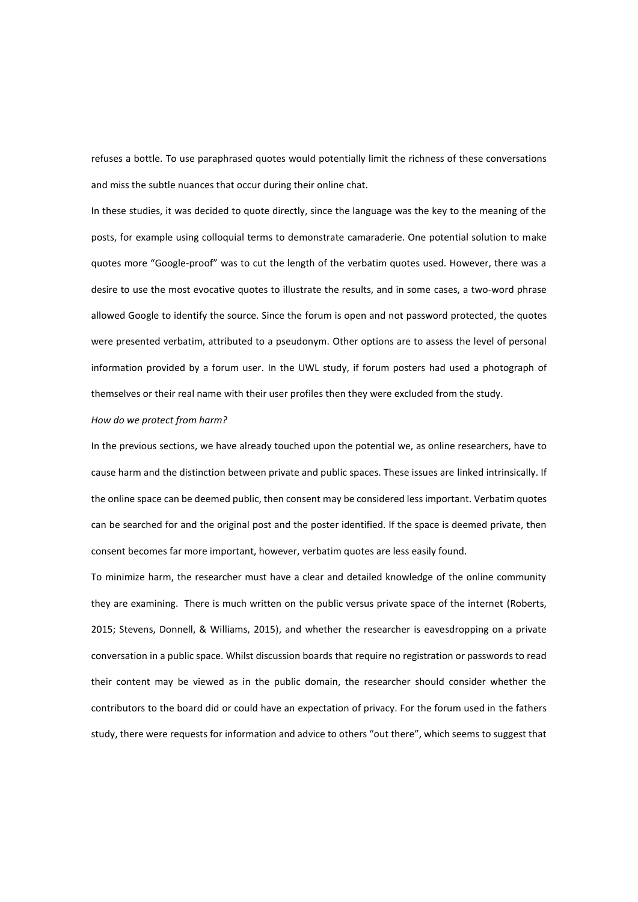refuses a bottle. To use paraphrased quotes would potentially limit the richness of these conversations and miss the subtle nuances that occur during their online chat.

In these studies, it was decided to quote directly, since the language was the key to the meaning of the posts, for example using colloquial terms to demonstrate camaraderie. One potential solution to make quotes more "Google-proof" was to cut the length of the verbatim quotes used. However, there was a desire to use the most evocative quotes to illustrate the results, and in some cases, a two-word phrase allowed Google to identify the source. Since the forum is open and not password protected, the quotes were presented verbatim, attributed to a pseudonym. Other options are to assess the level of personal information provided by a forum user. In the UWL study, if forum posters had used a photograph of themselves or their real name with their user profiles then they were excluded from the study.

*How do we protect from harm?*

In the previous sections, we have already touched upon the potential we, as online researchers, have to cause harm and the distinction between private and public spaces. These issues are linked intrinsically. If the online space can be deemed public, then consent may be considered less important. Verbatim quotes can be searched for and the original post and the poster identified. If the space is deemed private, then consent becomes far more important, however, verbatim quotes are less easily found.

To minimize harm, the researcher must have a clear and detailed knowledge of the online community they are examining. There is much written on the public versus private space of the internet (Roberts, 2015; Stevens, Donnell, & Williams, 2015), and whether the researcher is eavesdropping on a private conversation in a public space. Whilst discussion boards that require no registration or passwords to read their content may be viewed as in the public domain, the researcher should consider whether the contributors to the board did or could have an expectation of privacy. For the forum used in the fathers study, there were requests for information and advice to others "out there", which seems to suggest that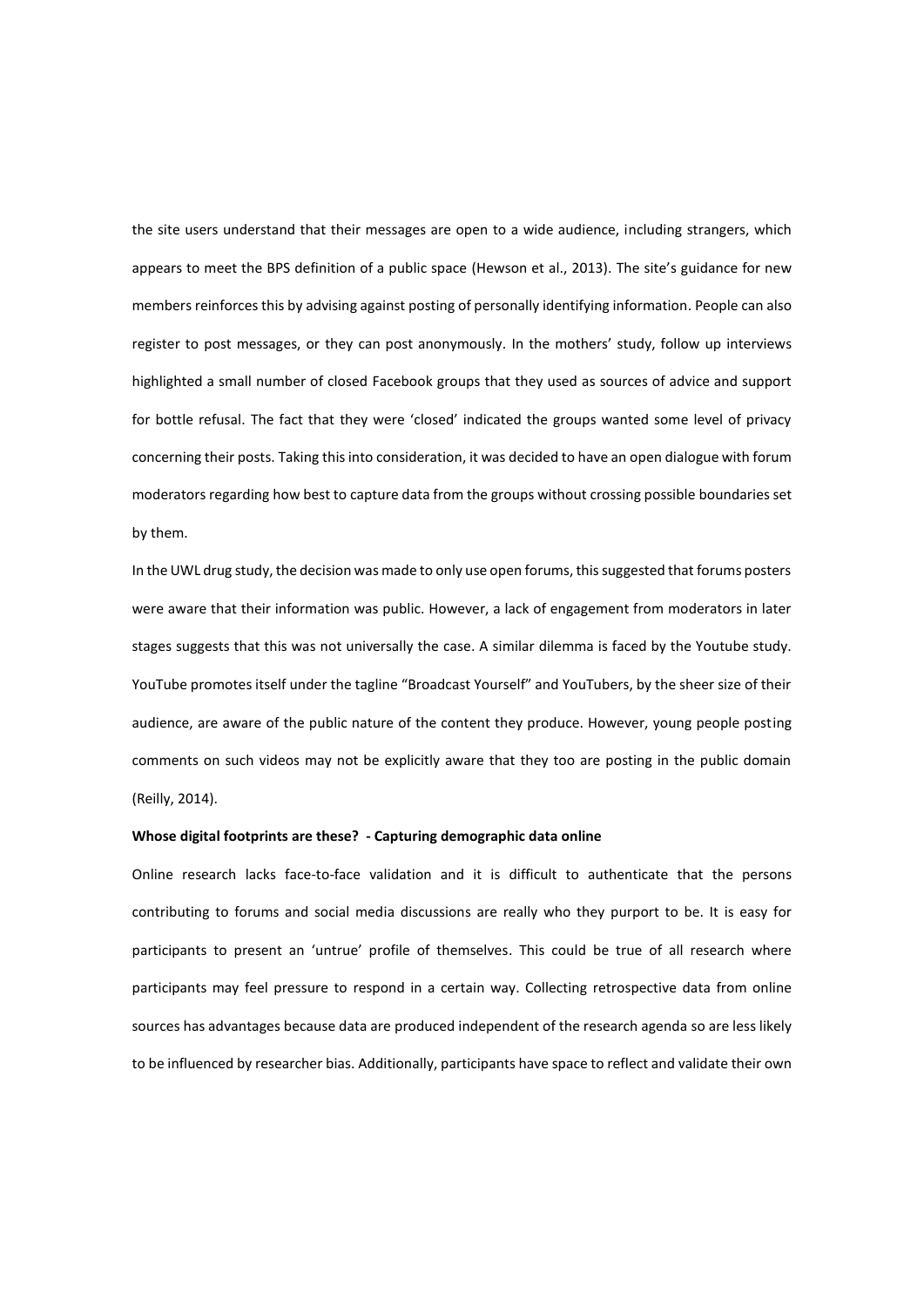the site users understand that their messages are open to a wide audience, including strangers, which appears to meet the BPS definition of a public space (Hewson et al., 2013). The site's guidance for new members reinforces this by advising against posting of personally identifying information. People can also register to post messages, or they can post anonymously. In the mothers' study, follow up interviews highlighted a small number of closed Facebook groups that they used as sources of advice and support for bottle refusal. The fact that they were 'closed' indicated the groups wanted some level of privacy concerning their posts. Taking this into consideration, it was decided to have an open dialogue with forum moderators regarding how best to capture data from the groups without crossing possible boundaries set by them.

In the UWL drug study, the decision was made to only use open forums, this suggested that forums posters were aware that their information was public. However, a lack of engagement from moderators in later stages suggests that this was not universally the case. A similar dilemma is faced by the Youtube study. YouTube promotes itself under the tagline "Broadcast Yourself" and YouTubers, by the sheer size of their audience, are aware of the public nature of the content they produce. However, young people posting comments on such videos may not be explicitly aware that they too are posting in the public domain (Reilly, 2014).

**Whose digital footprints are these? - Capturing demographic data online**

Online research lacks face-to-face validation and it is difficult to authenticate that the persons contributing to forums and social media discussions are really who they purport to be. It is easy for participants to present an 'untrue' profile of themselves. This could be true of all research where participants may feel pressure to respond in a certain way. Collecting retrospective data from online sources has advantages because data are produced independent of the research agenda so are less likely to be influenced by researcher bias. Additionally, participants have space to reflect and validate their own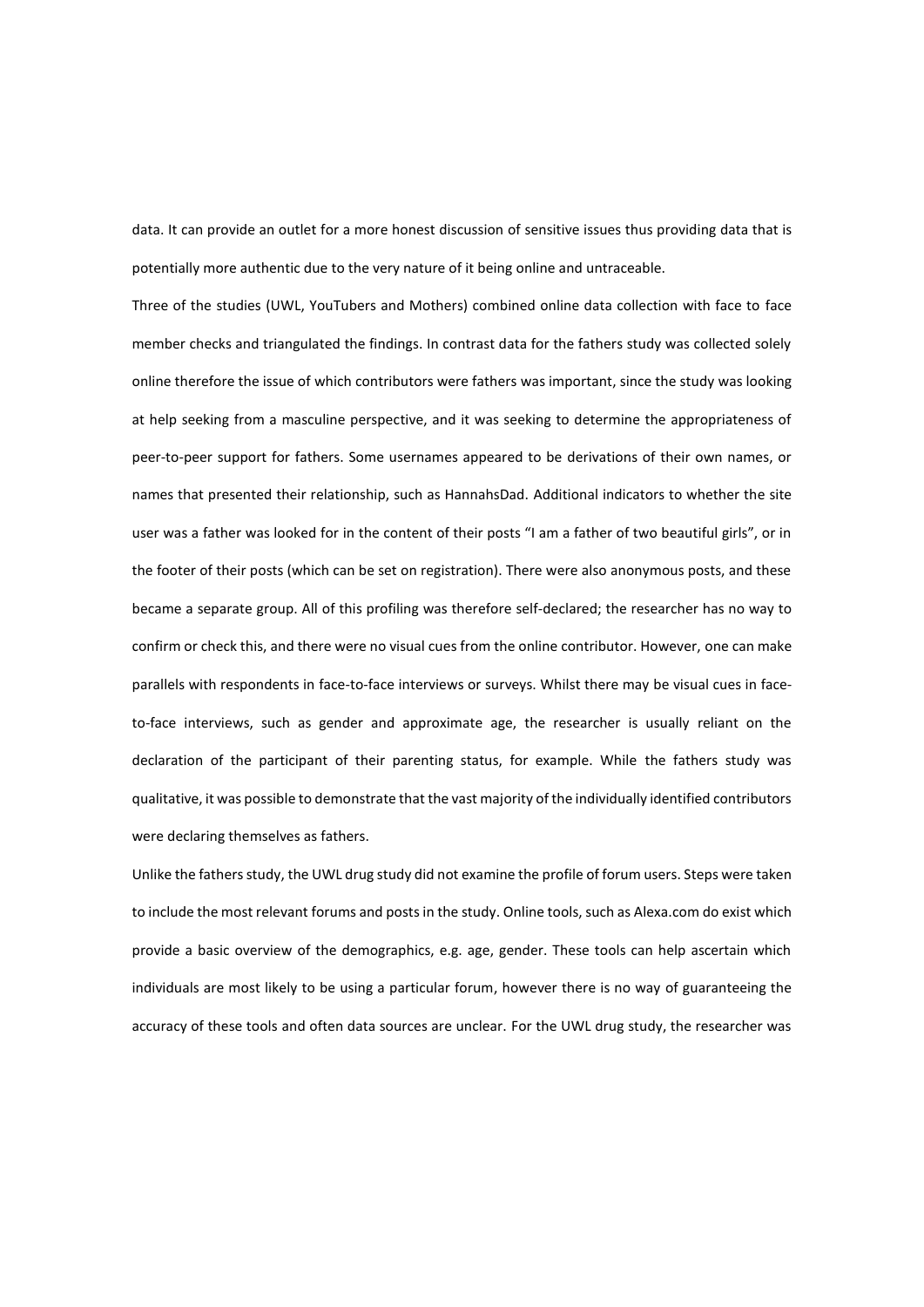data. It can provide an outlet for a more honest discussion of sensitive issues thus providing data that is potentially more authentic due to the very nature of it being online and untraceable.

Three of the studies (UWL, YouTubers and Mothers) combined online data collection with face to face member checks and triangulated the findings. In contrast data for the fathers study was collected solely online therefore the issue of which contributors were fathers was important, since the study was looking at help seeking from a masculine perspective, and it was seeking to determine the appropriateness of peer-to-peer support for fathers. Some usernames appeared to be derivations of their own names, or names that presented their relationship, such as HannahsDad. Additional indicators to whether the site user was a father was looked for in the content of their posts "I am a father of two beautiful girls", or in the footer of their posts (which can be set on registration). There were also anonymous posts, and these became a separate group. All of this profiling was therefore self-declared; the researcher has no way to confirm or check this, and there were no visual cues from the online contributor. However, one can make parallels with respondents in face-to-face interviews or surveys. Whilst there may be visual cues in face-to-face interviews, such as gender and approximate age, the researcher is usually reliant on the declaration of the participant of their parenting status, for example. While the fathers study was qualitative, it was possible to demonstrate that the vast majority of the individually identified contributors were declaring themselves as fathers.

Unlike the fathers study, the UWL drug study did not examine the profile of forum users. Steps were taken to include the most relevant forums and posts in the study. Online tools, such as Alexa.com do exist which provide a basic overview of the demographics, e.g. age, gender. These tools can help ascertain which individuals are most likely to be using a particular forum, however there is no way of guaranteeing the accuracy of these tools and often data sources are unclear. For the UWL drug study, the researcher was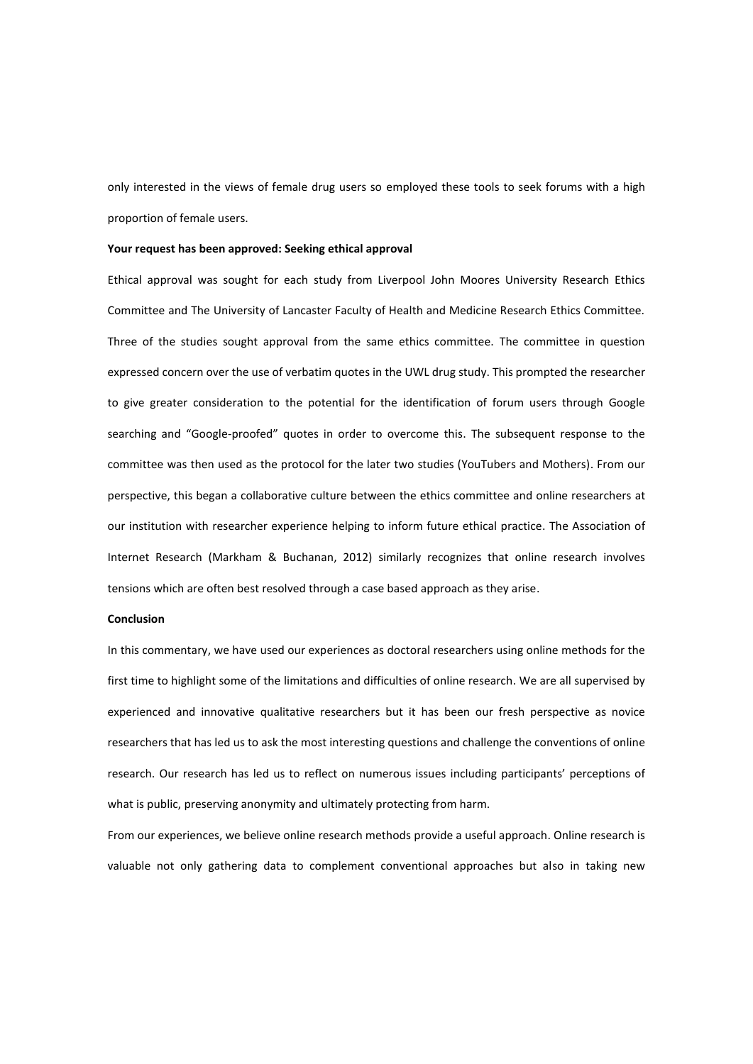only interested in the views of female drug users so employed these tools to seek forums with a high proportion of female users.

**Your request has been approved: Seeking ethical approval**

Ethical approval was sought for each study from Liverpool John Moores University Research Ethics Committee and The University of Lancaster Faculty of Health and Medicine Research Ethics Committee. Three of the studies sought approval from the same ethics committee. The committee in question expressed concern over the use of verbatim quotes in the UWL drug study. This prompted the researcher to give greater consideration to the potential for the identification of forum users through Google searching and "Google-proofed" quotes in order to overcome this. The subsequent response to the committee was then used as the protocol for the later two studies (YouTubers and Mothers). From our perspective, this began a collaborative culture between the ethics committee and online researchers at our institution with researcher experience helping to inform future ethical practice. The Association of Internet Research (Markham & Buchanan, 2012) similarly recognizes that online research involves tensions which are often best resolved through a case based approach as they arise.

**Conclusion**

In this commentary, we have used our experiences as doctoral researchers using online methods for the first time to highlight some of the limitations and difficulties of online research. We are all supervised by experienced and innovative qualitative researchers but it has been our fresh perspective as novice researchers that has led us to ask the most interesting questions and challenge the conventions of online research. Our research has led us to reflect on numerous issues including participants' perceptions of what is public, preserving anonymity and ultimately protecting from harm.

From our experiences, we believe online research methods provide a useful approach. Online research is valuable not only gathering data to complement conventional approaches but also in taking new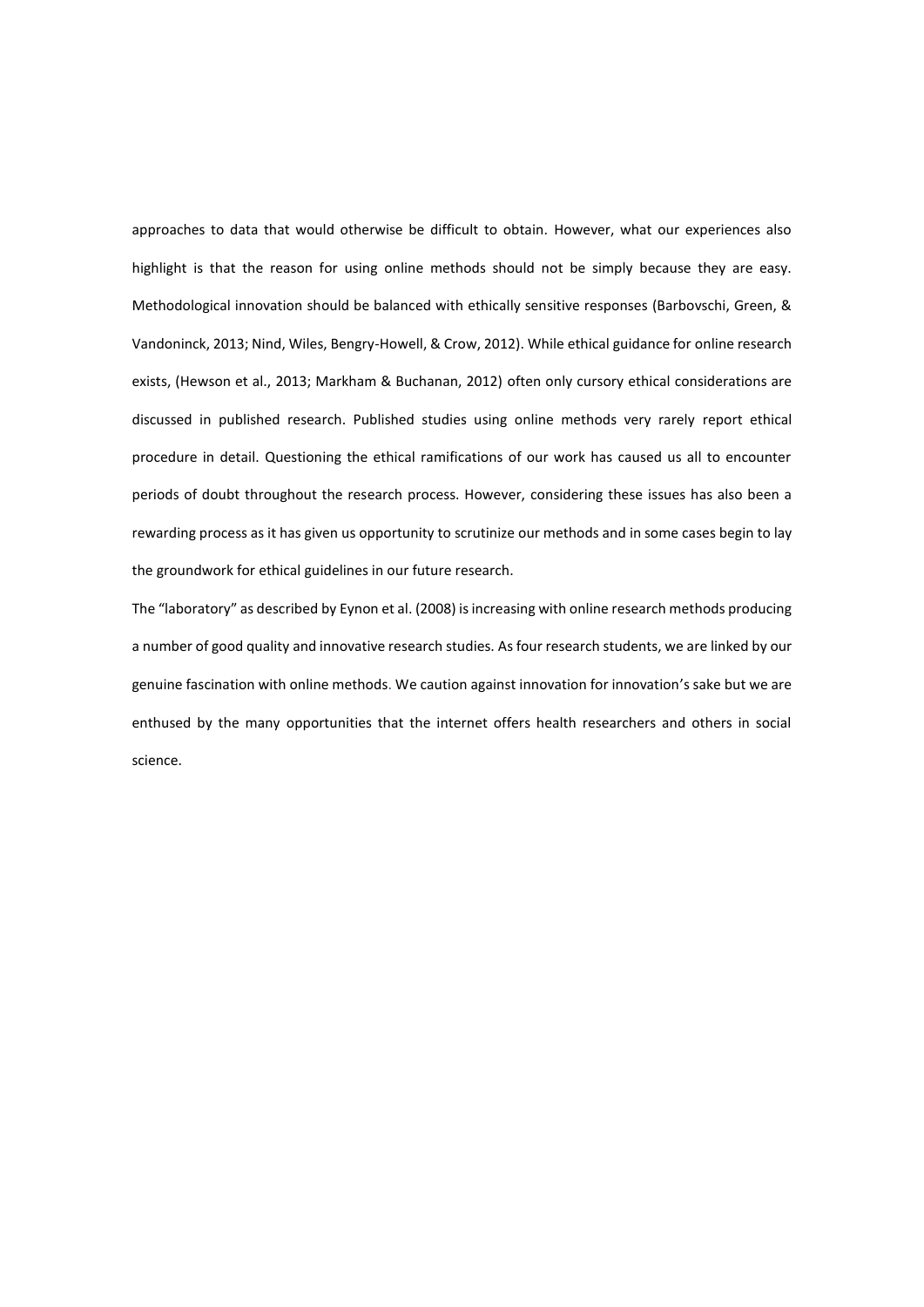approaches to data that would otherwise be difficult to obtain. However, what our experiences also highlight is that the reason for using online methods should not be simply because they are easy. Methodological innovation should be balanced with ethically sensitive responses (Barbovschi, Green, & Vandoninck, 2013; Nind, Wiles, Bengry-Howell, & Crow, 2012). While ethical guidance for online research exists, (Hewson et al., 2013; Markham & Buchanan, 2012) often only cursory ethical considerations are discussed in published research. Published studies using online methods very rarely report ethical procedure in detail. Questioning the ethical ramifications of our work has caused us all to encounter periods of doubt throughout the research process. However, considering these issues has also been a rewarding process as it has given us opportunity to scrutinize our methods and in some cases begin to lay the groundwork for ethical guidelines in our future research.

The "laboratory" as described by Eynon et al. (2008) is increasing with online research methods producing a number of good quality and innovative research studies. As four research students, we are linked by our genuine fascination with online methods. We caution against innovation for innovation's sake but we are enthused by the many opportunities that the internet offers health researchers and others in social science.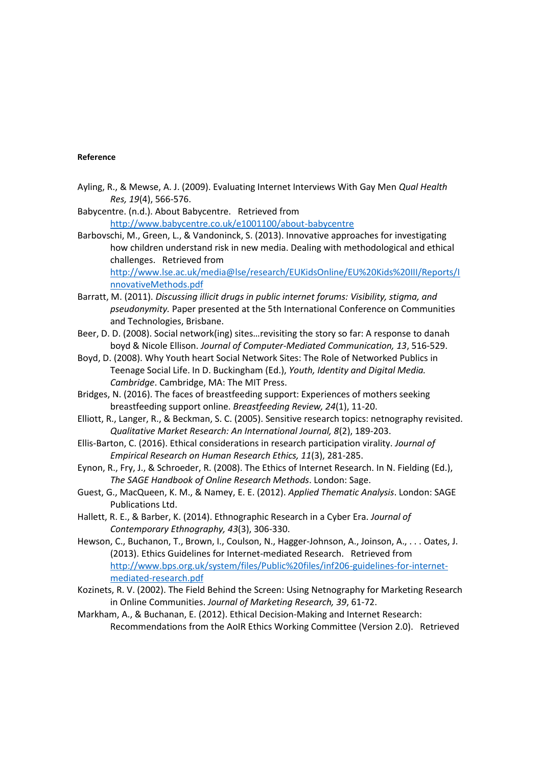**Reference**

Ayling, R., & Mewse, A. J. (2009). Evaluating Internet Interviews With Gay Men *Qual Health Res, 19*(4), 566-576.

Babycentre. (n.d.). About Babycentre. Retrieved from http://www.babycentre.co.uk/e1001100/about-babycentre

Barbovschi, M., Green, L., & Vandoninck, S. (2013). Innovative approaches for investigating how children understand risk in new media. Dealing with methodological and ethical challenges. Retrieved from http://www.lse.ac.uk/media@lse/research/EUKidsOnline/EU%20Kids%20III/Reports/InnovativeMethods.pdf

Barratt, M. (2011). *Discussing illicit drugs in public internet forums: Visibility, stigma, and pseudonymity.* Paper presented at the 5th International Conference on Communities and Technologies, Brisbane.

Beer, D. D. (2008). Social network(ing) sites…revisiting the story so far: A response to danah boyd & Nicole Ellison. *Journal of Computer-Mediated Communication, 13*, 516-529.

Boyd, D. (2008). Why Youth heart Social Network Sites: The Role of Networked Publics in Teenage Social Life. In D. Buckingham (Ed.), *Youth, Identity and Digital Media. Cambridge*. Cambridge, MA: The MIT Press.

Bridges, N. (2016). The faces of breastfeeding support: Experiences of mothers seeking breastfeeding support online. *Breastfeeding Review, 24*(1), 11-20.

Elliott, R., Langer, R., & Beckman, S. C. (2005). Sensitive research topics: netnography revisited. *Qualitative Market Research: An International Journal, 8*(2), 189-203.

Ellis-Barton, C. (2016). Ethical considerations in research participation virality. *Journal of Empirical Research on Human Research Ethics, 11*(3), 281-285.

Eynon, R., Fry, J., & Schroeder, R. (2008). The Ethics of Internet Research. In N. Fielding (Ed.), *The SAGE Handbook of Online Research Methods*. London: Sage.

Guest, G., MacQueen, K. M., & Namey, E. E. (2012). *Applied Thematic Analysis*. London: SAGE Publications Ltd.

Hallett, R. E., & Barber, K. (2014). Ethnographic Research in a Cyber Era. *Journal of Contemporary Ethnography, 43*(3), 306-330.

Hewson, C., Buchanon, T., Brown, I., Coulson, N., Hagger-Johnson, A., Joinson, A., . . . Oates, J. (2013). Ethics Guidelines for Internet-mediated Research. Retrieved from http://www.bps.org.uk/system/files/Public%20files/inf206-guidelines-for-internet-mediated-research.pdf

Kozinets, R. V. (2002). The Field Behind the Screen: Using Netnography for Marketing Research in Online Communities. *Journal of Marketing Research, 39*, 61-72.

Markham, A., & Buchanan, E. (2012). Ethical Decision-Making and Internet Research: Recommendations from the AoIR Ethics Working Committee (Version 2.0). Retrieved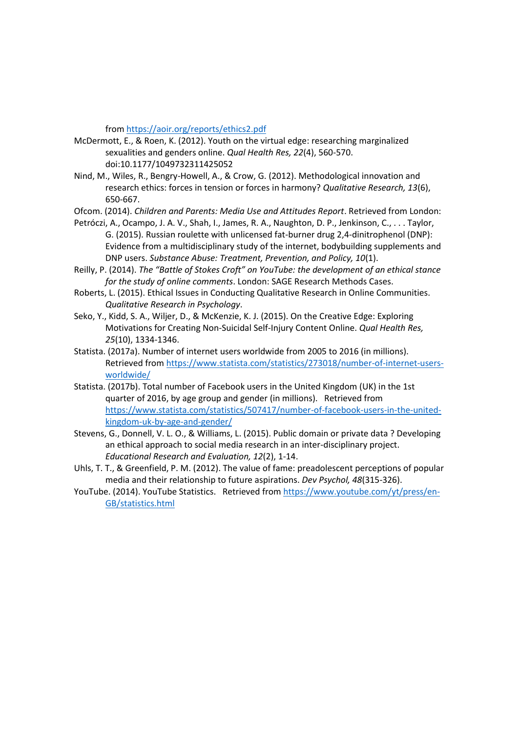from https://aoir.org/reports/ethics2.pdf

McDermott, E., & Roen, K. (2012). Youth on the virtual edge: researching marginalized sexualities and genders online. *Qual Health Res, 22*(4), 560-570. doi:10.1177/1049732311425052

Nind, M., Wiles, R., Bengry-Howell, A., & Crow, G. (2012). Methodological innovation and research ethics: forces in tension or forces in harmony? *Qualitative Research, 13*(6), 650-667.

Ofcom. (2014). *Children and Parents: Media Use and Attitudes Report*. Retrieved from London:

Petróczi, A., Ocampo, J. A. V., Shah, I., James, R. A., Naughton, D. P., Jenkinson, C., . . . Taylor, G. (2015). Russian roulette with unlicensed fat-burner drug 2,4-dinitrophenol (DNP): Evidence from a multidisciplinary study of the internet, bodybuilding supplements and DNP users. *Substance Abuse: Treatment, Prevention, and Policy, 10*(1).

Reilly, P. (2014). *The "Battle of Stokes Croft" on YouTube: the development of an ethical stance for the study of online comments*. London: SAGE Research Methods Cases.

Roberts, L. (2015). Ethical Issues in Conducting Qualitative Research in Online Communities. *Qualitative Research in Psychology*.

Seko, Y., Kidd, S. A., Wiljer, D., & McKenzie, K. J. (2015). On the Creative Edge: Exploring Motivations for Creating Non-Suicidal Self-Injury Content Online. *Qual Health Res, 25*(10), 1334-1346.

Statista. (2017a). Number of internet users worldwide from 2005 to 2016 (in millions). Retrieved from https://www.statista.com/statistics/273018/number-of-internet-users-worldwide/

Statista. (2017b). Total number of Facebook users in the United Kingdom (UK) in the 1st quarter of 2016, by age group and gender (in millions). Retrieved from https://www.statista.com/statistics/507417/number-of-facebook-users-in-the-united-kingdom-uk-by-age-and-gender/

Stevens, G., Donnell, V. L. O., & Williams, L. (2015). Public domain or private data ? Developing an ethical approach to social media research in an inter-disciplinary project. *Educational Research and Evaluation, 12*(2), 1-14.

Uhls, T. T., & Greenfield, P. M. (2012). The value of fame: preadolescent perceptions of popular media and their relationship to future aspirations. *Dev Psychol, 48*(315-326).

YouTube. (2014). YouTube Statistics. Retrieved from https://www.youtube.com/yt/press/en-GB/statistics.html